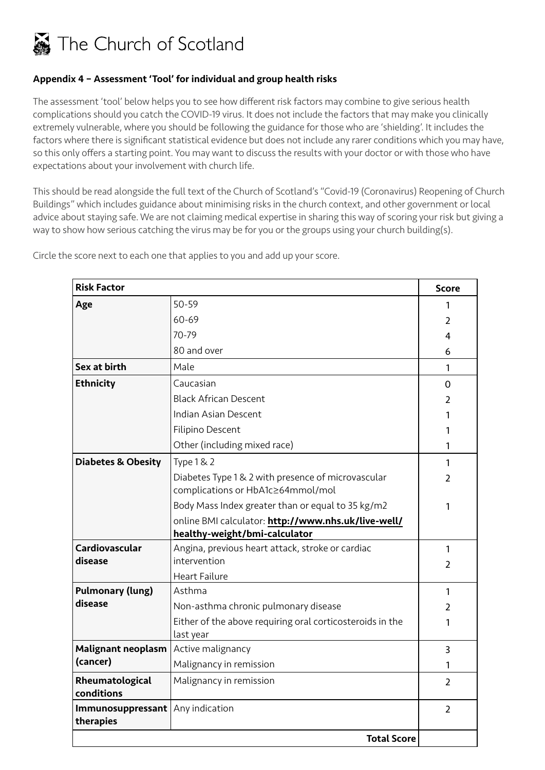The Church of Scotland

**Appendix 4 – Assessment 'Tool' for individual and group health risks**

The assessment 'tool' below helps you to see how different risk factors may combine to give serious health complications should you catch the COVID-19 virus. It does not include the factors that may make you clinically extremely vulnerable, where you should be following the guidance for those who are 'shielding'. It includes the factors where there is significant statistical evidence but does not include any rarer conditions which you may have, so this only offers a starting point. You may want to discuss the results with your doctor or with those who have expectations about your involvement with church life.

This should be read alongside the full text of the Church of Scotland's "Covid-19 (Coronavirus) Reopening of Church Buildings" which includes guidance about minimising risks in the church context, and other government or local advice about staying safe. We are not claiming medical expertise in sharing this way of scoring your risk but giving a way to show how serious catching the virus may be for you or the groups using your church building(s).

Circle the score next to each one that applies to you and add up your score.

| **Risk Factor** | | **Score** |
|---|---|---|
| **Age** | 50-59 | 1 |
| | 60-69 | 2 |
| | 70-79 | 4 |
| | 80 and over | 6 |
| **Sex at birth** | Male | 1 |
| **Ethnicity** | Caucasian | 0 |
| | Black African Descent | 2 |
| | Indian Asian Descent | 1 |
| | Filipino Descent | 1 |
| | Other (including mixed race) | 1 |
| **Diabetes & Obesity** | Type 1 & 2 | 1 |
| | Diabetes Type 1 & 2 with presence of microvascular complications or HbA1c≥64mmol/mol | 2 |
| | Body Mass Index greater than or equal to 35 kg/m2 | 1 |
| | online BMI calculator: **http://www.nhs.uk/live-well/healthy-weight/bmi-calculator** | |
| **Cardiovascular disease** | Angina, previous heart attack, stroke or cardiac intervention | 1 |
| | Heart Failure | 2 |
| **Pulmonary (lung) disease** | Asthma | 1 |
| | Non-asthma chronic pulmonary disease | 2 |
| | Either of the above requiring oral corticosteroids in the last year | 1 |
| **Malignant neoplasm (cancer)** | Active malignancy | 3 |
| | Malignancy in remission | 1 |
| **Rheumatological conditions** | Malignancy in remission | 2 |
| **Immunosuppressant therapies** | Any indication | 2 |
| | **Total Score** | |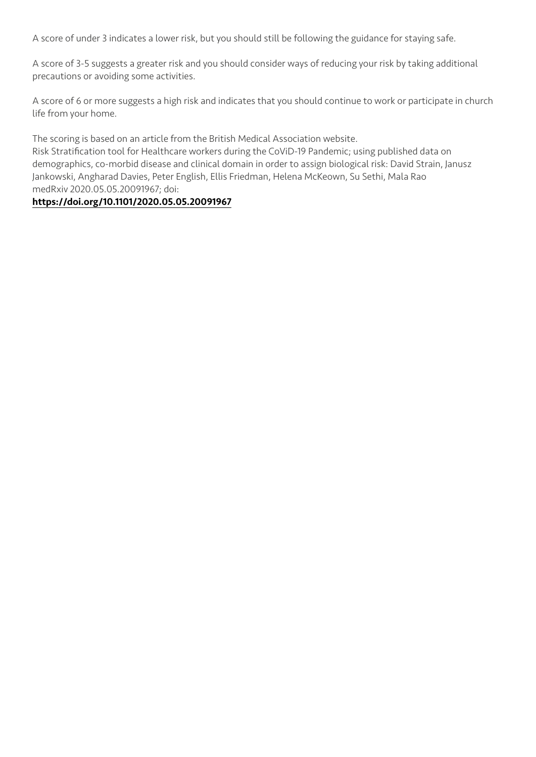A score of under 3 indicates a lower risk, but you should still be following the guidance for staying safe.

A score of 3-5 suggests a greater risk and you should consider ways of reducing your risk by taking additional precautions or avoiding some activities.

A score of 6 or more suggests a high risk and indicates that you should continue to work or participate in church life from your home.

The scoring is based on an article from the British Medical Association website.
Risk Stratification tool for Healthcare workers during the CoViD-19 Pandemic; using published data on demographics, co-morbid disease and clinical domain in order to assign biological risk: David Strain, Janusz Jankowski, Angharad Davies, Peter English, Ellis Friedman, Helena McKeown, Su Sethi, Mala Rao
medRxiv 2020.05.05.20091967; doi:
**https://doi.org/10.1101/2020.05.05.20091967**